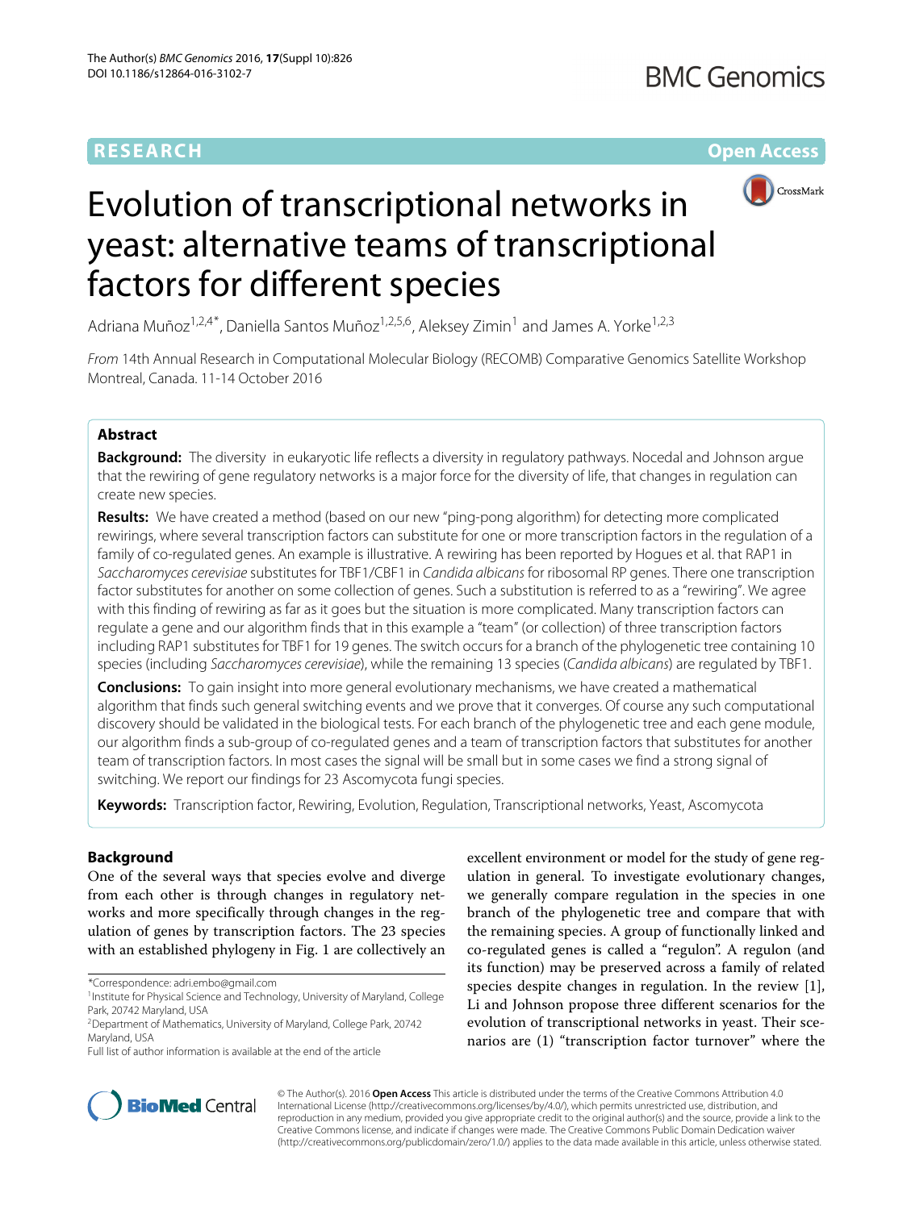**RESEARCH** **Open Access**

# Evolution of transcriptional networks in yeast: alternative teams of transcriptional factors for different species

Adriana Muñoz[1,2,4*], Daniella Santos Muñoz[1,2,5,6], Aleksey Zimin[1] and James A. Yorke[1,2,3]

*From* 14th Annual Research in Computational Molecular Biology (RECOMB) Comparative Genomics Satellite Workshop Montreal, Canada. 11-14 October 2016

## Abstract

**Background:** The diversity in eukaryotic life reflects a diversity in regulatory pathways. Nocedal and Johnson argue that the rewiring of gene regulatory networks is a major force for the diversity of life, that changes in regulation can create new species.

**Results:** We have created a method (based on our new "ping-pong algorithm) for detecting more complicated rewirings, where several transcription factors can substitute for one or more transcription factors in the regulation of a family of co-regulated genes. An example is illustrative. A rewiring has been reported by Hogues et al. that RAP1 in *Saccharomyces cerevisiae* substitutes for TBF1/CBF1 in *Candida albicans* for ribosomal RP genes. There one transcription factor substitutes for another on some collection of genes. Such a substitution is referred to as a "rewiring". We agree with this finding of rewiring as far as it goes but the situation is more complicated. Many transcription factors can regulate a gene and our algorithm finds that in this example a "team" (or collection) of three transcription factors including RAP1 substitutes for TBF1 for 19 genes. The switch occurs for a branch of the phylogenetic tree containing 10 species (including *Saccharomyces cerevisiae*), while the remaining 13 species (*Candida albicans*) are regulated by TBF1.

**Conclusions:** To gain insight into more general evolutionary mechanisms, we have created a mathematical algorithm that finds such general switching events and we prove that it converges. Of course any such computational discovery should be validated in the biological tests. For each branch of the phylogenetic tree and each gene module, our algorithm finds a sub-group of co-regulated genes and a team of transcription factors that substitutes for another team of transcription factors. In most cases the signal will be small but in some cases we find a strong signal of switching. We report our findings for 23 Ascomycota fungi species.

**Keywords:** Transcription factor, Rewiring, Evolution, Regulation, Transcriptional networks, Yeast, Ascomycota

## Background

One of the several ways that species evolve and diverge from each other is through changes in regulatory networks and more specifically through changes in the regulation of genes by transcription factors. The 23 species with an established phylogeny in Fig. 1 are collectively an excellent environment or model for the study of gene regulation in general. To investigate evolutionary changes, we generally compare regulation in the species in one branch of the phylogenetic tree and compare that with the remaining species. A group of functionally linked and co-regulated genes is called a "regulon". A regulon (and its function) may be preserved across a family of related species despite changes in regulation. In the review [1], Li and Johnson propose three different scenarios for the evolution of transcriptional networks in yeast. Their scenarios are (1) "transcription factor turnover" where the

*Correspondence: adri.embo@gmail.com
[1]Institute for Physical Science and Technology, University of Maryland, College Park, 20742 Maryland, USA
[2]Department of Mathematics, University of Maryland, College Park, 20742 Maryland, USA
Full list of author information is available at the end of the article

© The Author(s). 2016 **Open Access** This article is distributed under the terms of the Creative Commons Attribution 4.0 International License (http://creativecommons.org/licenses/by/4.0/), which permits unrestricted use, distribution, and reproduction in any medium, provided you give appropriate credit to the original author(s) and the source, provide a link to the Creative Commons license, and indicate if changes were made. The Creative Commons Public Domain Dedication waiver (http://creativecommons.org/publicdomain/zero/1.0/) applies to the data made available in this article, unless otherwise stated.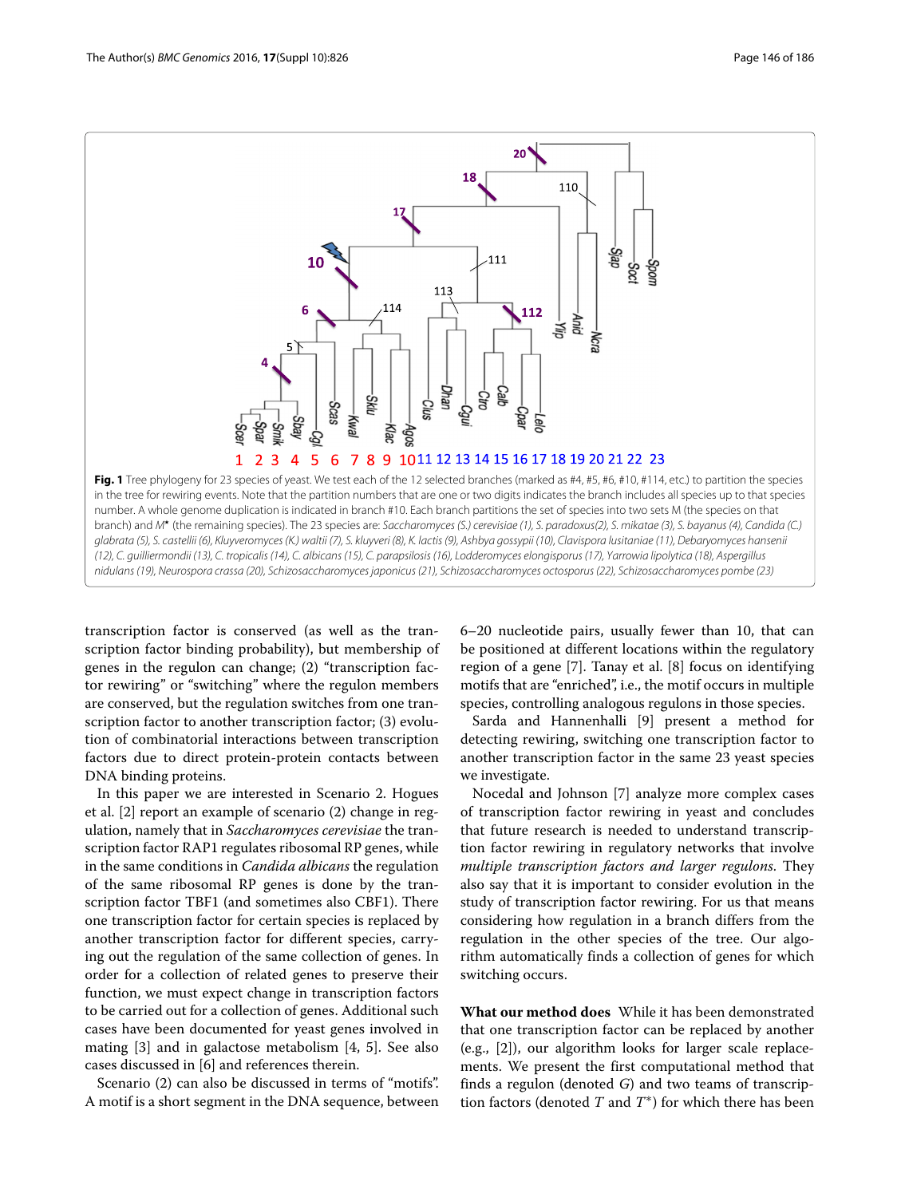**Fig. 1** Tree phylogeny for 23 species of yeast. We test each of the 12 selected branches (marked as #4, #5, #6, #10, #114, etc.) to partition the species in the tree for rewiring events. Note that the partition numbers that are one or two digits indicates the branch includes all species up to that species number. A whole genome duplication is indicated in branch #10. Each branch partitions the set of species into two sets M (the species on that branch) and M* (the remaining species). The 23 species are: *Saccharomyces (S.) cerevisiae (1), S. paradoxus(2), S. mikatae (3), S. bayanus (4), Candida (C.) glabrata (5), S. castellii (6), Kluyveromyces (K.) waltii (7), S. kluyveri (8), K. lactis (9), Ashbya gossypii (10), Clavispora lusitaniae (11), Debaryomyces hansenii (12), C. guilliermondii (13), C. tropicalis (14), C. albicans (15), C. parapsilosis (16), Lodderomyces elongisporus (17), Yarrowia lipolytica (18), Aspergillus nidulans (19), Neurospora crassa (20), Schizosaccharomyces japonicus (21), Schizosaccharomyces octosporus (22), Schizosaccharomyces pombe (23)*

transcription factor is conserved (as well as the transcription factor binding probability), but membership of genes in the regulon can change; (2) "transcription factor rewiring" or "switching" where the regulon members are conserved, but the regulation switches from one transcription factor to another transcription factor; (3) evolution of combinatorial interactions between transcription factors due to direct protein-protein contacts between DNA binding proteins.

In this paper we are interested in Scenario 2. Hogues et al. [2] report an example of scenario (2) change in regulation, namely that in *Saccharomyces cerevisiae* the transcription factor RAP1 regulates ribosomal RP genes, while in the same conditions in *Candida albicans* the regulation of the same ribosomal RP genes is done by the transcription factor TBF1 (and sometimes also CBF1). There one transcription factor for certain species is replaced by another transcription factor for different species, carrying out the regulation of the same collection of genes. In order for a collection of related genes to preserve their function, we must expect change in transcription factors to be carried out for a collection of genes. Additional such cases have been documented for yeast genes involved in mating [3] and in galactose metabolism [4, 5]. See also cases discussed in [6] and references therein.

Scenario (2) can also be discussed in terms of "motifs". A motif is a short segment in the DNA sequence, between 6–20 nucleotide pairs, usually fewer than 10, that can be positioned at different locations within the regulatory region of a gene [7]. Tanay et al. [8] focus on identifying motifs that are "enriched", i.e., the motif occurs in multiple species, controlling analogous regulons in those species.

Sarda and Hannenhalli [9] present a method for detecting rewiring, switching one transcription factor to another transcription factor in the same 23 yeast species we investigate.

Nocedal and Johnson [7] analyze more complex cases of transcription factor rewiring in yeast and concludes that future research is needed to understand transcription factor rewiring in regulatory networks that involve *multiple transcription factors and larger regulons*. They also say that it is important to consider evolution in the study of transcription factor rewiring. For us that means considering how regulation in a branch differs from the regulation in the other species of the tree. Our algorithm automatically finds a collection of genes for which switching occurs.

**What our method does** While it has been demonstrated that one transcription factor can be replaced by another (e.g., [2]), our algorithm looks for larger scale replacements. We present the first computational method that finds a regulon (denoted $G$) and two teams of transcription factors (denoted $T$ and $T^{*}$) for which there has been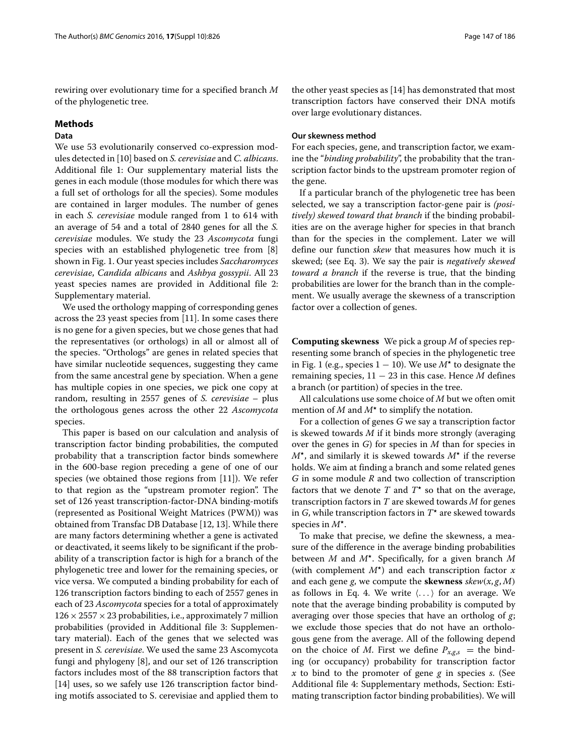rewiring over evolutionary time for a specified branch $M$ of the phylogenetic tree.

## Methods

### Data

We use 53 evolutionarily conserved co-expression modules detected in [10] based on *S. cerevisiae* and *C. albicans*. Additional file 1: Our supplementary material lists the genes in each module (those modules for which there was a full set of orthologs for all the species). Some modules are contained in larger modules. The number of genes in each *S. cerevisiae* module ranged from 1 to 614 with an average of 54 and a total of 2840 genes for all the *S. cerevisiae* modules. We study the 23 *Ascomycota* fungi species with an established phylogenetic tree from [8] shown in Fig. 1. Our yeast species includes *Saccharomyces cerevisiae*, *Candida albicans* and *Ashbya gossypii*. All 23 yeast species names are provided in Additional file 2: Supplementary material.

We used the orthology mapping of corresponding genes across the 23 yeast species from [11]. In some cases there is no gene for a given species, but we chose genes that had the representatives (or orthologs) in all or almost all of the species. "Orthologs" are genes in related species that have similar nucleotide sequences, suggesting they came from the same ancestral gene by speciation. When a gene has multiple copies in one species, we pick one copy at random, resulting in 2557 genes of *S. cerevisiae* – plus the orthologous genes across the other 22 *Ascomycota* species.

This paper is based on our calculation and analysis of transcription factor binding probabilities, the computed probability that a transcription factor binds somewhere in the 600-base region preceding a gene of one of our species (we obtained those regions from [11]). We refer to that region as the "upstream promoter region". The set of 126 yeast transcription-factor-DNA binding-motifs (represented as Positional Weight Matrices (PWM)) was obtained from Transfac DB Database [12, 13]. While there are many factors determining whether a gene is activated or deactivated, it seems likely to be significant if the probability of a transcription factor is high for a branch of the phylogenetic tree and lower for the remaining species, or vice versa. We computed a binding probability for each of 126 transcription factors binding to each of 2557 genes in each of 23 *Ascomycota* species for a total of approximately $126 \times 2557 \times 23$ probabilities, i.e., approximately 7 million probabilities (provided in Additional file 3: Supplementary material). Each of the genes that we selected was present in *S. cerevisiae*. We used the same 23 Ascomycota fungi and phylogeny [8], and our set of 126 transcription factors includes most of the 88 transcription factors that [14] uses, so we safely use 126 transcription factor binding motifs associated to S. cerevisiae and applied them to the other yeast species as [14] has demonstrated that most transcription factors have conserved their DNA motifs over large evolutionary distances.

### Our skewness method

For each species, gene, and transcription factor, we examine the "*binding probability*", the probability that the transcription factor binds to the upstream promoter region of the gene.

If a particular branch of the phylogenetic tree has been selected, we say a transcription factor-gene pair is *(positively) skewed toward that branch* if the binding probabilities are on the average higher for species in that branch than for the species in the complement. Later we will define our function *skew* that measures how much it is skewed; (see Eq. 3). We say the pair is *negatively skewed toward a branch* if the reverse is true, that the binding probabilities are lower for the branch than in the complement. We usually average the skewness of a transcription factor over a collection of genes.

**Computing skewness** We pick a group $M$ of species representing some branch of species in the phylogenetic tree in Fig. 1 (e.g., species $1-10$). We use $M^{\star}$ to designate the remaining species, $11-23$ in this case. Hence $M$ defines a branch (or partition) of species in the tree.

All calculations use some choice of $M$ but we often omit mention of $M$ and $M^{\star}$ to simplify the notation.

For a collection of genes $G$ we say a transcription factor is skewed towards $M$ if it binds more strongly (averaging over the genes in $G$) for species in $M$ than for species in $M^{\star}$, and similarly it is skewed towards $M^{\star}$ if the reverse holds. We aim at finding a branch and some related genes $G$ in some module $R$ and two collection of transcription factors that we denote $T$ and $T^{\star}$ so that on the average, transcription factors in $T$ are skewed towards $M$ for genes in $G$, while transcription factors in $T^{\star}$ are skewed towards species in $M^{\star}$.

To make that precise, we define the skewness, a measure of the difference in the average binding probabilities between $M$ and $M^{\star}$. Specifically, for a given branch $M$ (with complement $M^{\star}$) and each transcription factor $x$ and each gene $g$, we compute the **skewness** $skew(x, g, M)$ as follows in Eq. 4. We write $\langle \dots \rangle$ for an average. We note that the average binding probability is computed by averaging over those species that have an ortholog of $g$; we exclude those species that do not have an orthologous gene from the average. All of the following depend on the choice of $M$. First we define $P_{x,g,s}$ = the binding (or occupancy) probability for transcription factor $x$ to bind to the promoter of gene $g$ in species $s$. (See Additional file 4: Supplementary methods, Section: Estimating transcription factor binding probabilities). We will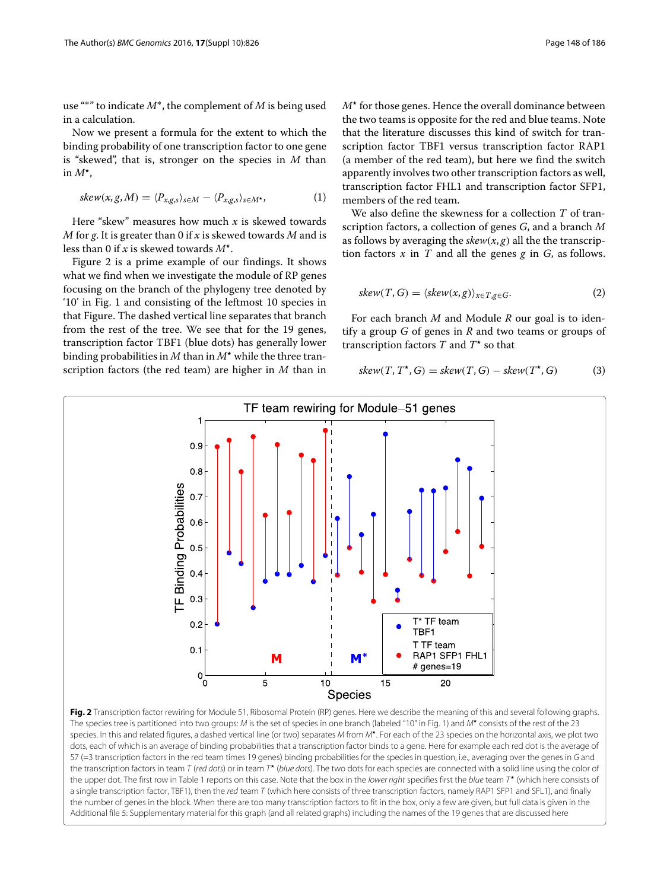use "*" to indicate $M^*$, the complement of $M$ is being used in a calculation.

Now we present a formula for the extent to which the binding probability of one transcription factor to one gene is "skewed", that is, stronger on the species in $M$ than in $M^\star$,

$$skew(x, g, M) = \langle P_{x,g,s} \rangle_{s \in M} - \langle P_{x,g,s} \rangle_{s \in M^\star}, \tag{1}$$

Here "skew" measures how much $x$ is skewed towards $M$ for $g$. It is greater than 0 if $x$ is skewed towards $M$ and is less than 0 if $x$ is skewed towards $M^\star$.

Figure 2 is a prime example of our findings. It shows what we find when we investigate the module of RP genes focusing on the branch of the phylogeny tree denoted by '10' in Fig. 1 and consisting of the leftmost 10 species in that Figure. The dashed vertical line separates that branch from the rest of the tree. We see that for the 19 genes, transcription factor TBF1 (blue dots) has generally lower binding probabilities in $M$ than in $M^\star$ while the three transcription factors (the red team) are higher in $M$ than in $M^\star$ for those genes. Hence the overall dominance between the two teams is opposite for the red and blue teams. Note that the literature discusses this kind of switch for transcription factor TBF1 versus transcription factor RAP1 (a member of the red team), but here we find the switch apparently involves two other transcription factors as well, transcription factor FHL1 and transcription factor SFP1, members of the red team.

We also define the skewness for a collection $T$ of transcription factors, a collection of genes $G$, and a branch $M$ as follows by averaging the $skew(x, g)$ all the the transcription factors $x$ in $T$ and all the genes $g$ in $G$, as follows.

$$skew(T, G) = \langle skew(x, g) \rangle_{x \in T, g \in G}. \tag{2}$$

For each branch $M$ and Module $R$ our goal is to identify a group $G$ of genes in $R$ and two teams or groups of transcription factors $T$ and $T^\star$ so that

$$skew(T, T^\star, G) = skew(T, G) - skew(T^\star, G) \tag{3}$$

**Fig. 2** Transcription factor rewiring for Module 51, Ribosomal Protein (RP) genes. Here we describe the meaning of this and several following graphs. The species tree is partitioned into two groups: $M$ is the set of species in one branch (labeled "10" in Fig. 1) and $M^\star$ consists of the rest of the 23 species. In this and related figures, a dashed vertical line (or two) separates $M$ from $M^\star$. For each of the 23 species on the horizontal axis, we plot two dots, each of which is an average of binding probabilities that a transcription factor binds to a gene. Here for example each red dot is the average of 57 (=3 transcription factors in the red team times 19 genes) binding probabilities for the species in question, i.e., averaging over the genes in $G$ and the transcription factors in team $T$ (*red dots*) or in team $T^\star$ (*blue dots*). The two dots for each species are connected with a solid line using the color of the upper dot. The first row in Table 1 reports on this case. Note that the box in the *lower right* specifies first the *blue* team $T^\star$ (which here consists of a single transcription factor, TBF1), then the *red* team $T$ (which here consists of three transcription factors, namely RAP1 SFP1 and SFL1), and finally the number of genes in the block. When there are too many transcription factors to fit in the box, only a few are given, but full data is given in the Additional file 5: Supplementary material for this graph (and all related graphs) including the names of the 19 genes that are discussed here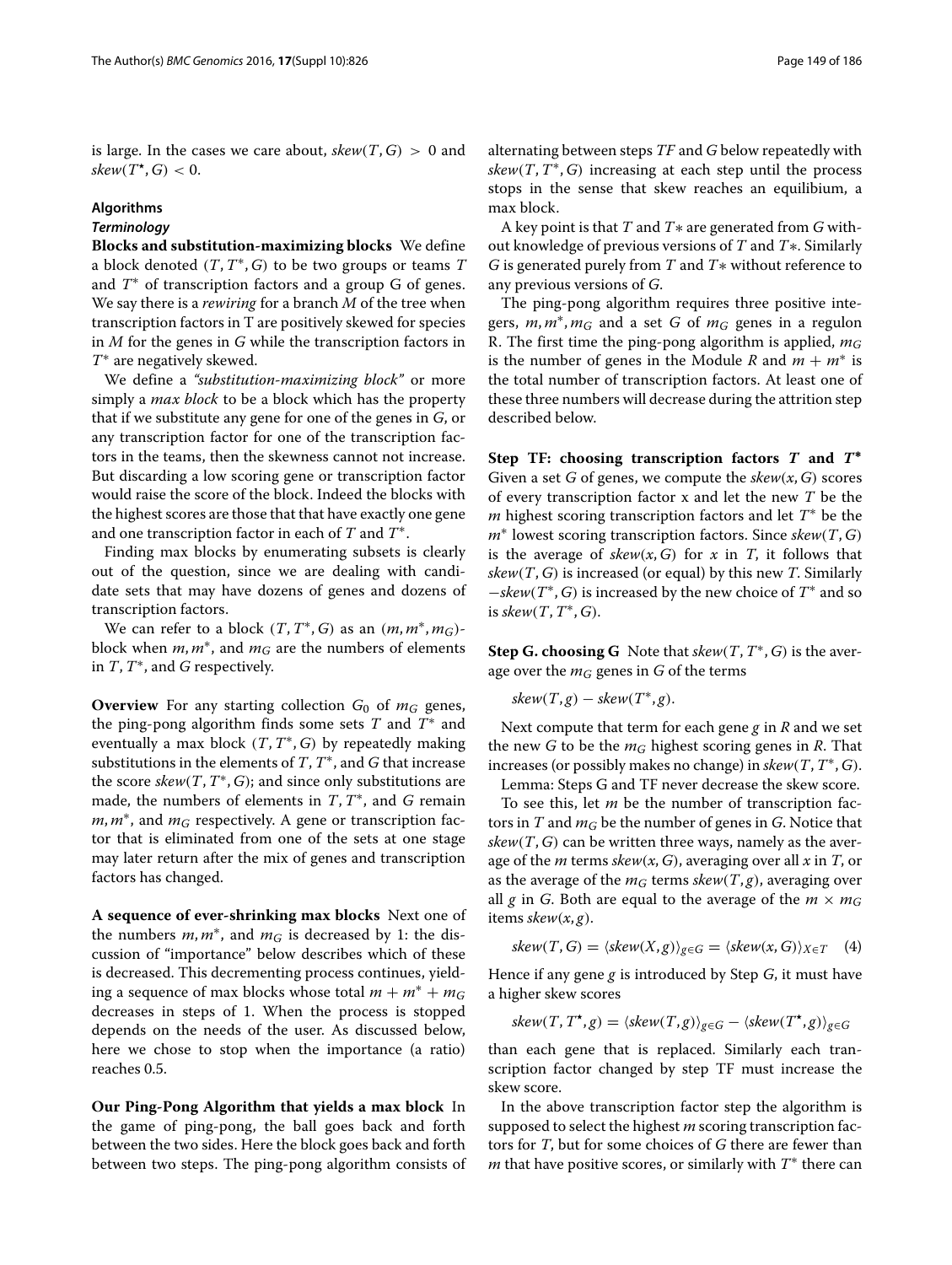is large. In the cases we care about, $skew(T, G) > 0$ and $skew(T^{\star}, G) < 0$.

## Algorithms

### Terminology

**Blocks and substitution-maximizing blocks** We define a block denoted $(T, T^{*}, G)$ to be two groups or teams $T$ and $T^{*}$ of transcription factors and a group G of genes. We say there is a *rewiring* for a branch $M$ of the tree when transcription factors in T are positively skewed for species in $M$ for the genes in $G$ while the transcription factors in $T^{*}$ are negatively skewed.

We define a *"substitution-maximizing block"* or more simply a *max block* to be a block which has the property that if we substitute any gene for one of the genes in $G$, or any transcription factor for one of the transcription factors in the teams, then the skewness cannot not increase. But discarding a low scoring gene or transcription factor would raise the score of the block. Indeed the blocks with the highest scores are those that that have exactly one gene and one transcription factor in each of $T$ and $T^{*}$.

Finding max blocks by enumerating subsets is clearly out of the question, since we are dealing with candidate sets that may have dozens of genes and dozens of transcription factors.

We can refer to a block $(T, T^{*}, G)$ as an $(m, m^{*}, m_G)$-block when $m, m^{*}$, and $m_G$ are the numbers of elements in $T$, $T^{*}$, and $G$ respectively.

**Overview** For any starting collection $G_0$ of $m_G$ genes, the ping-pong algorithm finds some sets $T$ and $T^{*}$ and eventually a max block $(T, T^{*}, G)$ by repeatedly making substitutions in the elements of $T$, $T^{*}$, and $G$ that increase the score $skew(T, T^{*}, G)$; and since only substitutions are made, the numbers of elements in $T$, $T^{*}$, and $G$ remain $m, m^{*}$, and $m_G$ respectively. A gene or transcription factor that is eliminated from one of the sets at one stage may later return after the mix of genes and transcription factors has changed.

**A sequence of ever-shrinking max blocks** Next one of the numbers $m, m^{*}$, and $m_G$ is decreased by 1: the discussion of "importance" below describes which of these is decreased. This decrementing process continues, yielding a sequence of max blocks whose total $m + m^{*} + m_G$ decreases in steps of 1. When the process is stopped depends on the needs of the user. As discussed below, here we chose to stop when the importance (a ratio) reaches 0.5.

**Our Ping-Pong Algorithm that yields a max block** In the game of ping-pong, the ball goes back and forth between the two sides. Here the block goes back and forth between two steps. The ping-pong algorithm consists of alternating between steps *TF* and *G* below repeatedly with $skew(T, T^{*}, G)$ increasing at each step until the process stops in the sense that skew reaches an equilibium, a max block.

A key point is that $T$ and $T*$ are generated from $G$ without knowledge of previous versions of $T$ and $T*$. Similarly $G$ is generated purely from $T$ and $T*$ without reference to any previous versions of $G$.

The ping-pong algorithm requires three positive integers, $m, m^{*}, m_G$ and a set $G$ of $m_G$ genes in a regulon R. The first time the ping-pong algorithm is applied, $m_G$ is the number of genes in the Module $R$ and $m + m^{*}$ is the total number of transcription factors. At least one of these three numbers will decrease during the attrition step described below.

**Step TF: choosing transcription factors $T$ and $T^{*}$** Given a set $G$ of genes, we compute the $skew(x, G)$ scores of every transcription factor x and let the new $T$ be the $m$ highest scoring transcription factors and let $T^{*}$ be the $m^{*}$ lowest scoring transcription factors. Since $skew(T, G)$ is the average of $skew(x, G)$ for $x$ in $T$, it follows that $skew(T, G)$ is increased (or equal) by this new $T$. Similarly $-skew(T^{*}, G)$ is increased by the new choice of $T^{*}$ and so is $skew(T, T^{*}, G)$.

**Step G. choosing G** Note that $skew(T, T^{*}, G)$ is the average over the $m_G$ genes in $G$ of the terms

$$skew(T, g) - skew(T^{*}, g).$$

Next compute that term for each gene $g$ in $R$ and we set the new $G$ to be the $m_G$ highest scoring genes in $R$. That increases (or possibly makes no change) in $skew(T, T^{*}, G)$.

Lemma: Steps G and TF never decrease the skew score.

To see this, let $m$ be the number of transcription factors in $T$ and $m_G$ be the number of genes in $G$. Notice that $skew(T, G)$ can be written three ways, namely as the average of the $m$ terms $skew(x, G)$, averaging over all $x$ in $T$, or as the average of the $m_G$ terms $skew(T, g)$, averaging over all $g$ in $G$. Both are equal to the average of the $m \times m_G$ items $skew(x, g)$.

$$skew(T, G) = \langle skew(X, g) \rangle_{g \in G} = \langle skew(x, G) \rangle_{X \in T} \quad (4)$$

Hence if any gene $g$ is introduced by Step $G$, it must have a higher skew scores

$$skew(T, T^{\star}, g) = \langle skew(T, g) \rangle_{g \in G} - \langle skew(T^{\star}, g) \rangle_{g \in G}$$

than each gene that is replaced. Similarly each transcription factor changed by step TF must increase the skew score.

In the above transcription factor step the algorithm is supposed to select the highest $m$ scoring transcription factors for $T$, but for some choices of $G$ there are fewer than $m$ that have positive scores, or similarly with $T^{*}$ there can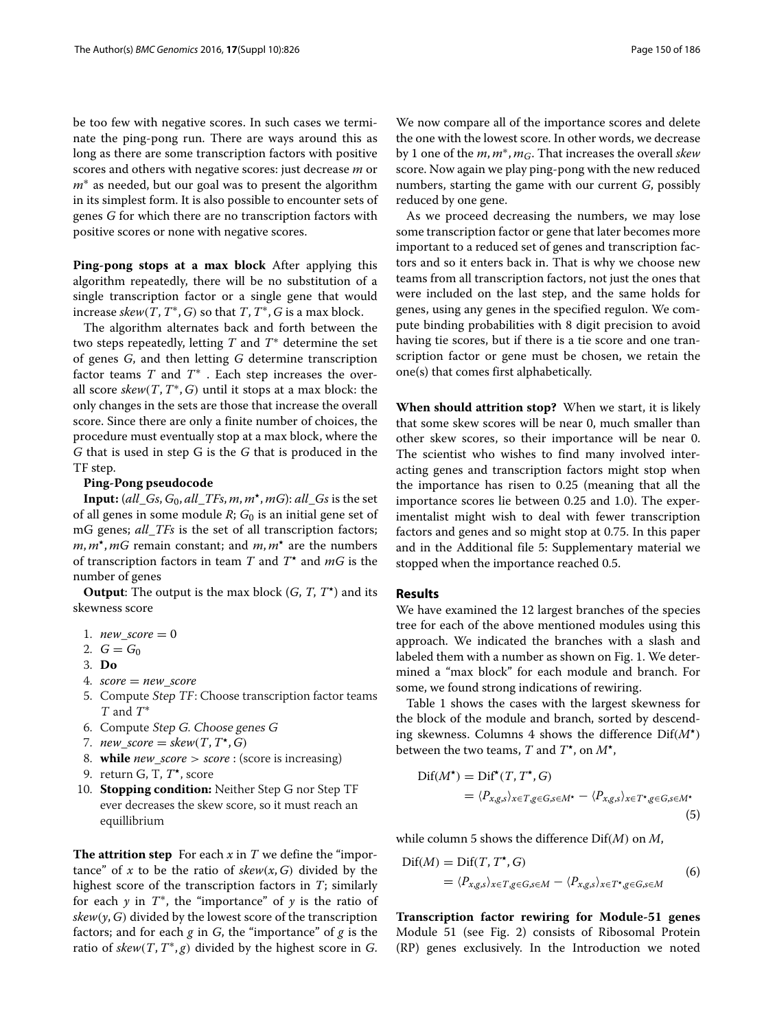be too few with negative scores. In such cases we terminate the ping-pong run. There are ways around this as long as there are some transcription factors with positive scores and others with negative scores: just decrease $m$ or $m^*$ as needed, but our goal was to present the algorithm in its simplest form. It is also possible to encounter sets of genes $G$ for which there are no transcription factors with positive scores or none with negative scores.

**Ping-pong stops at a max block** After applying this algorithm repeatedly, there will be no substitution of a single transcription factor or a single gene that would increase $skew(T, T^*, G)$ so that $T, T^*, G$ is a max block.

The algorithm alternates back and forth between the two steps repeatedly, letting $T$ and $T^*$ determine the set of genes $G$, and then letting $G$ determine transcription factor teams $T$ and $T^*$ . Each step increases the overall score $skew(T, T^*, G)$ until it stops at a max block: the only changes in the sets are those that increase the overall score. Since there are only a finite number of choices, the procedure must eventually stop at a max block, where the $G$ that is used in step G is the $G$ that is produced in the TF step.

**Ping-Pong pseudocode**

**Input:** ($all\_Gs, G_0, all\_TFs, m, m^\star, mG$): $all\_Gs$ is the set of all genes in some module $R$; $G_0$ is an initial gene set of mG genes; $all\_TFs$ is the set of all transcription factors; $m, m^\star, mG$ remain constant; and $m, m^\star$ are the numbers of transcription factors in team $T$ and $T^\star$ and $mG$ is the number of genes

**Output**: The output is the max block ($G$, $T$, $T^\star$) and its skewness score

1. $new\_score = 0$
2. $G = G_0$
3. **Do**
4. $score = new\_score$
5. Compute *Step TF*: Choose transcription factor teams $T$ and $T^*$
6. Compute *Step G. Choose genes G*
7. $new\_score = skew(T, T^\star, G)$
8. **while** $new\_score > score$ : (score is increasing)
9. return G, T, $T^\star$, score
10. **Stopping condition:** Neither Step G nor Step TF ever decreases the skew score, so it must reach an equillibrium

**The attrition step** For each $x$ in $T$ we define the "importance" of $x$ to be the ratio of $skew(x, G)$ divided by the highest score of the transcription factors in $T$; similarly for each $y$ in $T^*$, the "importance" of $y$ is the ratio of $skew(y, G)$ divided by the lowest score of the transcription factors; and for each $g$ in $G$, the "importance" of $g$ is the ratio of $skew(T, T^*, g)$ divided by the highest score in $G$. We now compare all of the importance scores and delete the one with the lowest score. In other words, we decrease by 1 one of the $m, m^*, m_G$. That increases the overall *skew* score. Now again we play ping-pong with the new reduced numbers, starting the game with our current $G$, possibly reduced by one gene.

As we proceed decreasing the numbers, we may lose some transcription factor or gene that later becomes more important to a reduced set of genes and transcription factors and so it enters back in. That is why we choose new teams from all transcription factors, not just the ones that were included on the last step, and the same holds for genes, using any genes in the specified regulon. We compute binding probabilities with 8 digit precision to avoid having tie scores, but if there is a tie score and one transcription factor or gene must be chosen, we retain the one(s) that comes first alphabetically.

**When should attrition stop?** When we start, it is likely that some skew scores will be near 0, much smaller than other skew scores, so their importance will be near 0. The scientist who wishes to find many involved interacting genes and transcription factors might stop when the importance has risen to 0.25 (meaning that all the importance scores lie between 0.25 and 1.0). The experimentalist might wish to deal with fewer transcription factors and genes and so might stop at 0.75. In this paper and in the Additional file 5: Supplementary material we stopped when the importance reached 0.5.

## Results

We have examined the 12 largest branches of the species tree for each of the above mentioned modules using this approach. We indicated the branches with a slash and labeled them with a number as shown on Fig. 1. We determined a "max block" for each module and branch. For some, we found strong indications of rewiring.

Table 1 shows the cases with the largest skewness for the block of the module and branch, sorted by descending skewness. Columns 4 shows the difference Dif($M^\star$) between the two teams, $T$ and $T^\star$, on $M^\star$,

$$\begin{aligned} \mathrm{Dif}(M^\star) &= \mathrm{Dif}^\star(T, T^\star, G) \\ &= \langle P_{x,g,s} \rangle_{x \in T, g \in G, s \in M^\star} - \langle P_{x,g,s} \rangle_{x \in T^\star, g \in G, s \in M^\star} \end{aligned} \tag{5}$$

while column 5 shows the difference Dif($M$) on $M$,

$$\begin{aligned} \mathrm{Dif}(M) &= \mathrm{Dif}(T, T^\star, G) \\ &= \langle P_{x,g,s} \rangle_{x \in T, g \in G, s \in M} - \langle P_{x,g,s} \rangle_{x \in T^\star, g \in G, s \in M} \end{aligned} \tag{6}$$

**Transcription factor rewiring for Module-51 genes** Module 51 (see Fig. 2) consists of Ribosomal Protein (RP) genes exclusively. In the Introduction we noted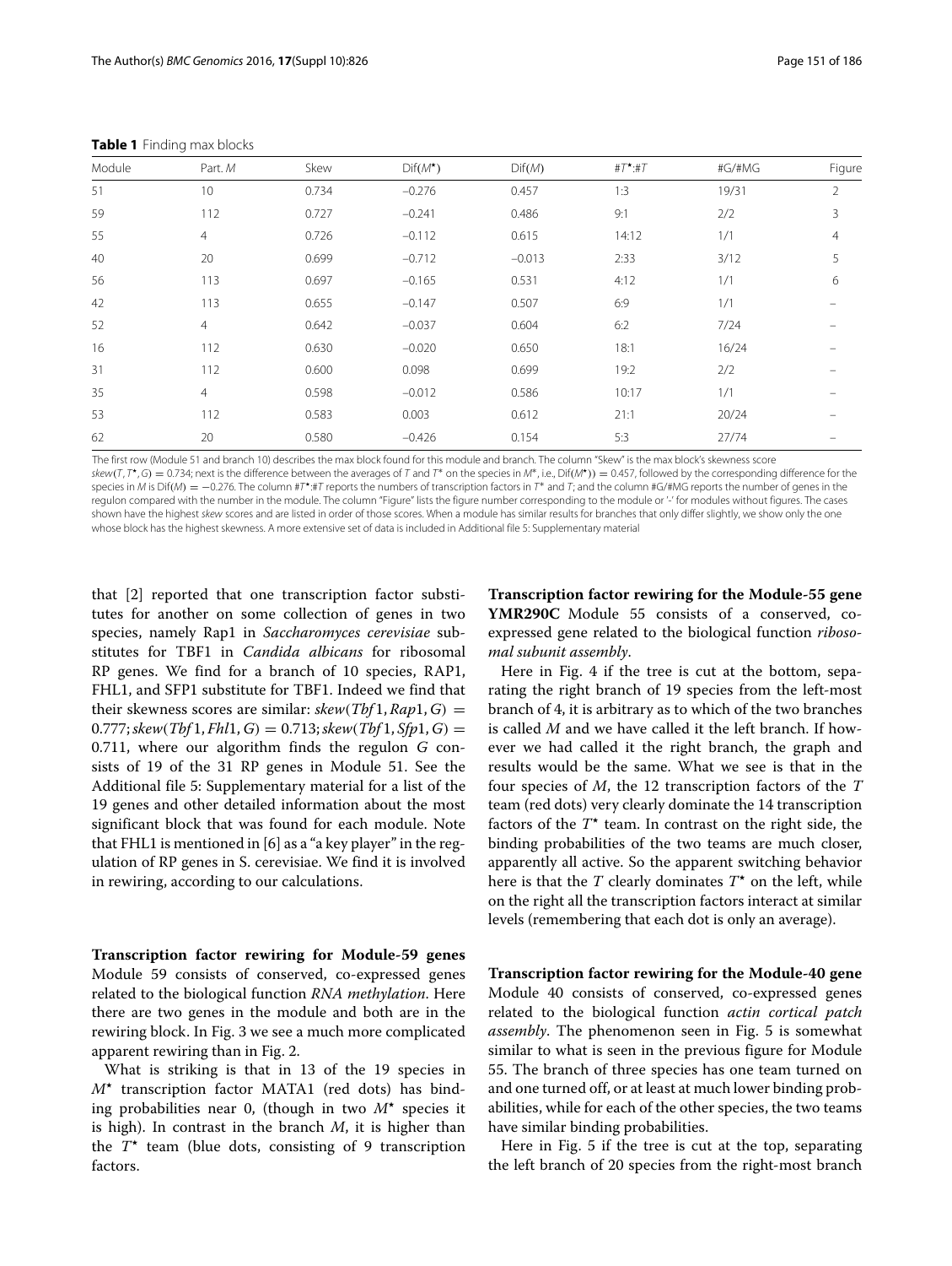**Table 1** Finding max blocks

| Module | Part. $M$ | Skew | Dif($M^\star$) | Dif($M$) | $\#T^\star$:$\#T$ | #G/#MG | Figure |
|---|---|---|---|---|---|---|---|
| 51 | 10 | 0.734 | −0.276 | 0.457 | 1:3 | 19/31 | 2 |
| 59 | 112 | 0.727 | −0.241 | 0.486 | 9:1 | 2/2 | 3 |
| 55 | 4 | 0.726 | −0.112 | 0.615 | 14:12 | 1/1 | 4 |
| 40 | 20 | 0.699 | −0.712 | −0.013 | 2:33 | 3/12 | 5 |
| 56 | 113 | 0.697 | −0.165 | 0.531 | 4:12 | 1/1 | 6 |
| 42 | 113 | 0.655 | −0.147 | 0.507 | 6:9 | 1/1 | – |
| 52 | 4 | 0.642 | −0.037 | 0.604 | 6:2 | 7/24 | – |
| 16 | 112 | 0.630 | −0.020 | 0.650 | 18:1 | 16/24 | – |
| 31 | 112 | 0.600 | 0.098 | 0.699 | 19:2 | 2/2 | – |
| 35 | 4 | 0.598 | −0.012 | 0.586 | 10:17 | 1/1 | – |
| 53 | 112 | 0.583 | 0.003 | 0.612 | 21:1 | 20/24 | – |
| 62 | 20 | 0.580 | −0.426 | 0.154 | 5:3 | 27/74 | – |

The first row (Module 51 and branch 10) describes the max block found for this module and branch. The column "Skew" is the max block's skewness score $skew(T, T^\star, G) = 0.734$; next is the difference between the averages of $T$ and $T^\star$ on the species in $M^\star$, i.e., $\text{Dif}(M^\star)) = 0.457$, followed by the corresponding difference for the species in $M$ is $\text{Dif}(M) = -0.276$. The column $\#T^\star$:$\#T$ reports the numbers of transcription factors in $T^\star$ and $T$; and the column #G/#MG reports the number of genes in the regulon compared with the number in the module. The column "Figure" lists the figure number corresponding to the module or '-' for modules without figures. The cases shown have the highest *skew* scores and are listed in order of those scores. When a module has similar results for branches that only differ slightly, we show only the one whose block has the highest skewness. A more extensive set of data is included in Additional file 5: Supplementary material

that [2] reported that one transcription factor substitutes for another on some collection of genes in two species, namely Rap1 in *Saccharomyces cerevisiae* substitutes for TBF1 in *Candida albicans* for ribosomal RP genes. We find for a branch of 10 species, RAP1, FHL1, and SFP1 substitute for TBF1. Indeed we find that their skewness scores are similar: $skew(Tbf1, Rap1, G) = 0.777$; $skew(Tbf1, Fhl1, G) = 0.713$; $skew(Tbf1, Sfp1, G) = 0.711$, where our algorithm finds the regulon $G$ consists of 19 of the 31 RP genes in Module 51. See the Additional file 5: Supplementary material for a list of the 19 genes and other detailed information about the most significant block that was found for each module. Note that FHL1 is mentioned in [6] as a "a key player" in the regulation of RP genes in S. cerevisiae. We find it is involved in rewiring, according to our calculations.

**Transcription factor rewiring for Module-59 genes** Module 59 consists of conserved, co-expressed genes related to the biological function *RNA methylation*. Here there are two genes in the module and both are in the rewiring block. In Fig. 3 we see a much more complicated apparent rewiring than in Fig. 2.

What is striking is that in 13 of the 19 species in $M^\star$ transcription factor MATA1 (red dots) has binding probabilities near 0, (though in two $M^\star$ species it is high). In contrast in the branch $M$, it is higher than the $T^\star$ team (blue dots, consisting of 9 transcription factors.

**Transcription factor rewiring for the Module-55 gene YMR290C** Module 55 consists of a conserved, co-expressed gene related to the biological function *ribosomal subunit assembly*.

Here in Fig. 4 if the tree is cut at the bottom, separating the right branch of 19 species from the left-most branch of 4, it is arbitrary as to which of the two branches is called $M$ and we have called it the left branch. If however we had called it the right branch, the graph and results would be the same. What we see is that in the four species of $M$, the 12 transcription factors of the $T$ team (red dots) very clearly dominate the 14 transcription factors of the $T^\star$ team. In contrast on the right side, the binding probabilities of the two teams are much closer, apparently all active. So the apparent switching behavior here is that the $T$ clearly dominates $T^\star$ on the left, while on the right all the transcription factors interact at similar levels (remembering that each dot is only an average).

**Transcription factor rewiring for the Module-40 gene** Module 40 consists of conserved, co-expressed genes related to the biological function *actin cortical patch assembly*. The phenomenon seen in Fig. 5 is somewhat similar to what is seen in the previous figure for Module 55. The branch of three species has one team turned on and one turned off, or at least at much lower binding probabilities, while for each of the other species, the two teams have similar binding probabilities.

Here in Fig. 5 if the tree is cut at the top, separating the left branch of 20 species from the right-most branch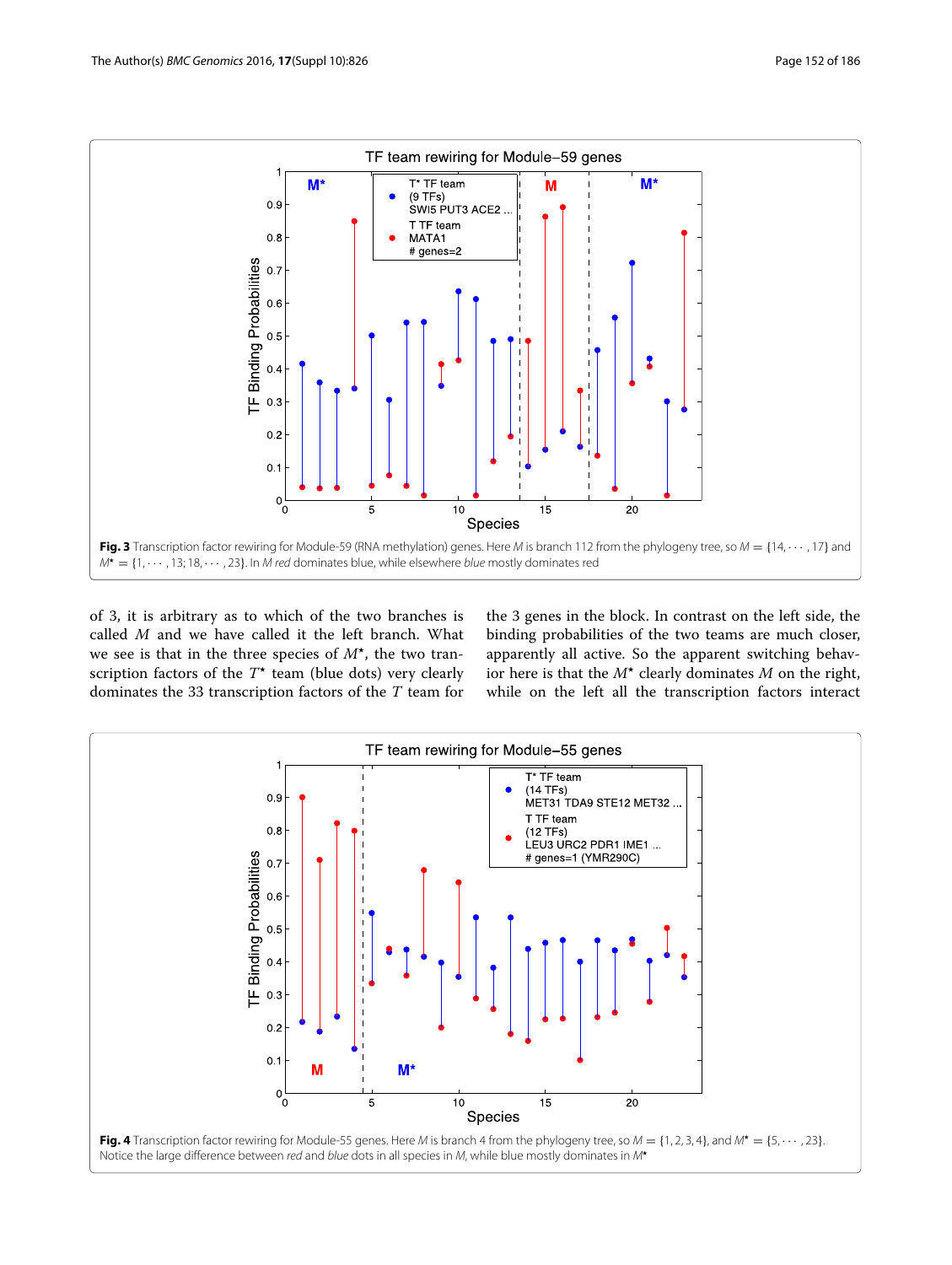Fig. 3 Transcription factor rewiring for Module-59 (RNA methylation) genes. Here $M$ is branch 112 from the phylogeny tree, so $M = \{14, \cdots, 17\}$ and $M^{\star} = \{1, \cdots, 13; 18, \cdots, 23\}$. In $M$ *red* dominates blue, while elsewhere *blue* mostly dominates red

of 3, it is arbitrary as to which of the two branches is called $M$ and we have called it the left branch. What we see is that in the three species of $M^{\star}$, the two transcription factors of the $T^{\star}$ team (blue dots) very clearly dominates the 33 transcription factors of the $T$ team for the 3 genes in the block. In contrast on the left side, the binding probabilities of the two teams are much closer, apparently all active. So the apparent switching behavior here is that the $M^{\star}$ clearly dominates $M$ on the right, while on the left all the transcription factors interact

Fig. 4 Transcription factor rewiring for Module-55 genes. Here $M$ is branch 4 from the phylogeny tree, so $M = \{1, 2, 3, 4\}$, and $M^{\star} = \{5, \cdots, 23\}$. Notice the large difference between *red* and *blue* dots in all species in $M$, while blue mostly dominates in $M^{\star}$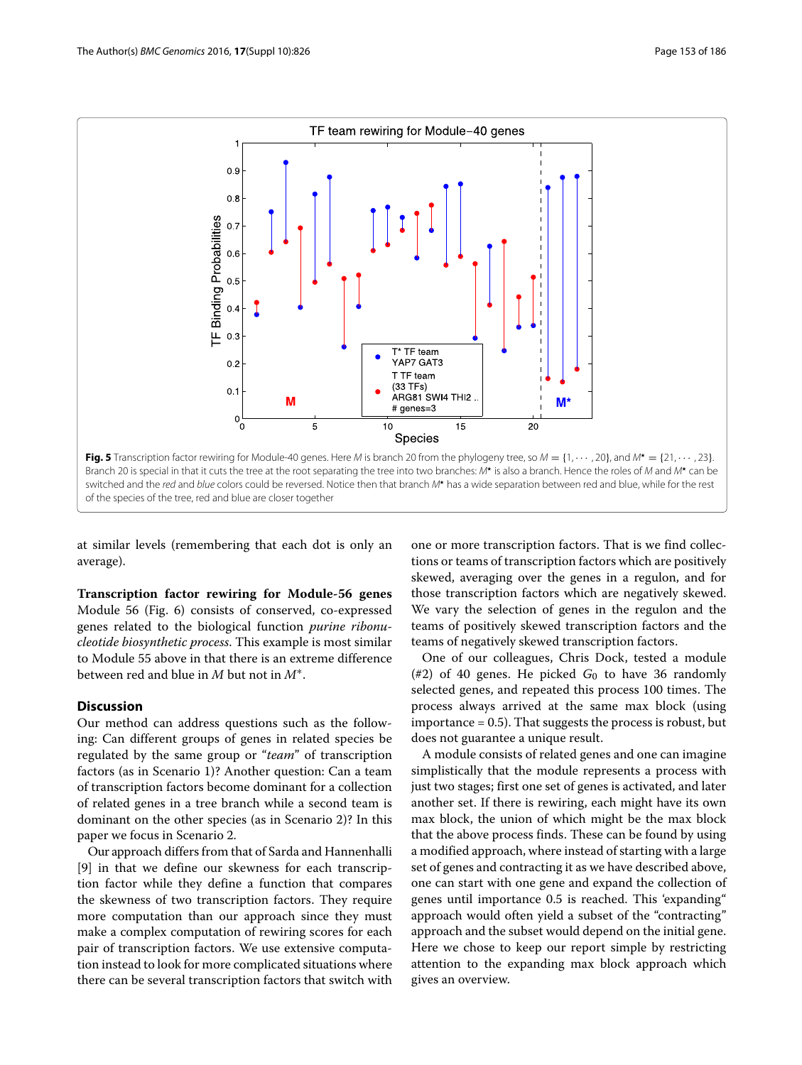**Fig. 5** Transcription factor rewiring for Module-40 genes. Here $M$ is branch 20 from the phylogeny tree, so $M = \{1, \cdots, 20\}$, and $M^* = \{21, \cdots, 23\}$. Branch 20 is special in that it cuts the tree at the root separating the tree into two branches: $M^*$ is also a branch. Hence the roles of $M$ and $M^*$ can be switched and the *red* and *blue* colors could be reversed. Notice then that branch $M^*$ has a wide separation between red and blue, while for the rest of the species of the tree, red and blue are closer together

at similar levels (remembering that each dot is only an average).

**Transcription factor rewiring for Module-56 genes** Module 56 (Fig. 6) consists of conserved, co-expressed genes related to the biological function *purine ribonucleotide biosynthetic process*. This example is most similar to Module 55 above in that there is an extreme difference between red and blue in $M$ but not in $M^*$.

## Discussion

Our method can address questions such as the following: Can different groups of genes in related species be regulated by the same group or "*team*" of transcription factors (as in Scenario 1)? Another question: Can a team of transcription factors become dominant for a collection of related genes in a tree branch while a second team is dominant on the other species (as in Scenario 2)? In this paper we focus in Scenario 2.

Our approach differs from that of Sarda and Hannenhalli [9] in that we define our skewness for each transcription factor while they define a function that compares the skewness of two transcription factors. They require more computation than our approach since they must make a complex computation of rewiring scores for each pair of transcription factors. We use extensive computation instead to look for more complicated situations where there can be several transcription factors that switch with one or more transcription factors. That is we find collections or teams of transcription factors which are positively skewed, averaging over the genes in a regulon, and for those transcription factors which are negatively skewed. We vary the selection of genes in the regulon and the teams of positively skewed transcription factors and the teams of negatively skewed transcription factors.

One of our colleagues, Chris Dock, tested a module (#2) of 40 genes. He picked $G_0$ to have 36 randomly selected genes, and repeated this process 100 times. The process always arrived at the same max block (using importance = 0.5). That suggests the process is robust, but does not guarantee a unique result.

A module consists of related genes and one can imagine simplistically that the module represents a process with just two stages; first one set of genes is activated, and later another set. If there is rewiring, each might have its own max block, the union of which might be the max block that the above process finds. These can be found by using a modified approach, where instead of starting with a large set of genes and contracting it as we have described above, one can start with one gene and expand the collection of genes until importance 0.5 is reached. This 'expanding" approach would often yield a subset of the "contracting" approach and the subset would depend on the initial gene. Here we chose to keep our report simple by restricting attention to the expanding max block approach which gives an overview.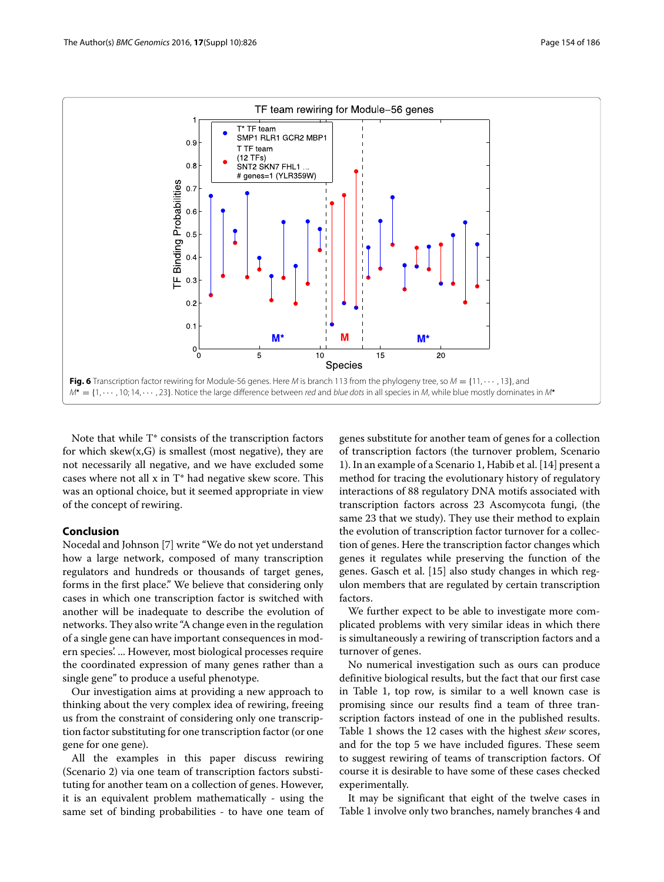**Fig. 6** Transcription factor rewiring for Module-56 genes. Here $M$ is branch 113 from the phylogeny tree, so $M = \{11, \cdots, 13\}$, and $M^{\star} = \{1, \cdots, 10; 14, \cdots, 23\}$. Notice the large difference between *red* and *blue dots* in all species in $M$, while blue mostly dominates in $M^{\star}$

Note that while $T^*$ consists of the transcription factors for which skew(x,G) is smallest (most negative), they are not necessarily all negative, and we have excluded some cases where not all x in $T^*$ had negative skew score. This was an optional choice, but it seemed appropriate in view of the concept of rewiring.

## Conclusion

Nocedal and Johnson [7] write "We do not yet understand how a large network, composed of many transcription regulators and hundreds or thousands of target genes, forms in the first place." We believe that considering only cases in which one transcription factor is switched with another will be inadequate to describe the evolution of networks. They also write "A change even in the regulation of a single gene can have important consequences in modern species'. ... However, most biological processes require the coordinated expression of many genes rather than a single gene" to produce a useful phenotype.

Our investigation aims at providing a new approach to thinking about the very complex idea of rewiring, freeing us from the constraint of considering only one transcription factor substituting for one transcription factor (or one gene for one gene).

All the examples in this paper discuss rewiring (Scenario 2) via one team of transcription factors substituting for another team on a collection of genes. However, it is an equivalent problem mathematically - using the same set of binding probabilities - to have one team of genes substitute for another team of genes for a collection of transcription factors (the turnover problem, Scenario 1). In an example of a Scenario 1, Habib et al. [14] present a method for tracing the evolutionary history of regulatory interactions of 88 regulatory DNA motifs associated with transcription factors across 23 Ascomycota fungi, (the same 23 that we study). They use their method to explain the evolution of transcription factor turnover for a collection of genes. Here the transcription factor changes which genes it regulates while preserving the function of the genes. Gasch et al. [15] also study changes in which regulon members that are regulated by certain transcription factors.

We further expect to be able to investigate more complicated problems with very similar ideas in which there is simultaneously a rewiring of transcription factors and a turnover of genes.

No numerical investigation such as ours can produce definitive biological results, but the fact that our first case in Table 1, top row, is similar to a well known case is promising since our results find a team of three transcription factors instead of one in the published results. Table 1 shows the 12 cases with the highest *skew* scores, and for the top 5 we have included figures. These seem to suggest rewiring of teams of transcription factors. Of course it is desirable to have some of these cases checked experimentally.

It may be significant that eight of the twelve cases in Table 1 involve only two branches, namely branches 4 and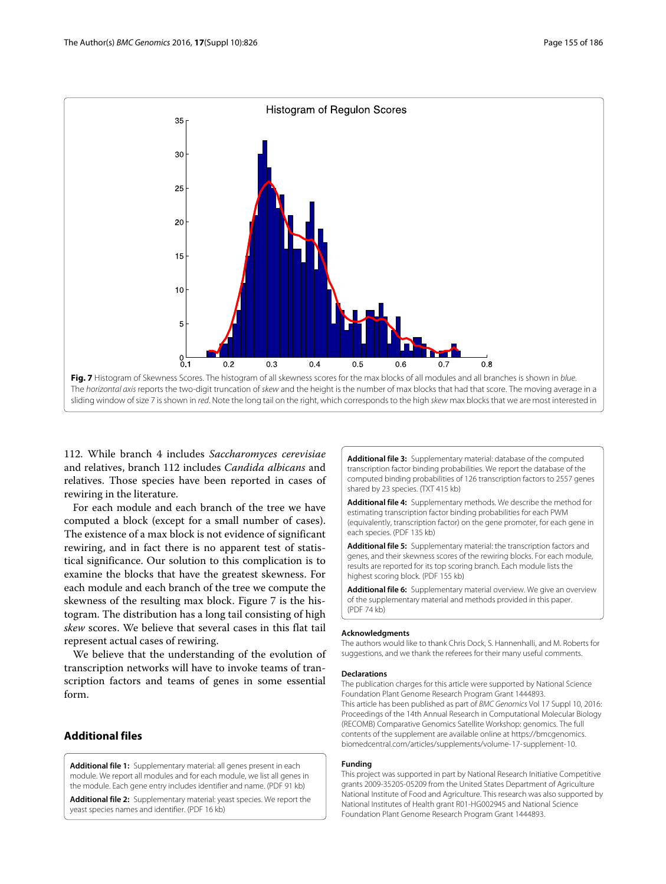Fig. 7 Histogram of Skewness Scores. The histogram of all skewness scores for the max blocks of all modules and all branches is shown in *blue*. The *horizontal axis* reports the two-digit truncation of *skew* and the height is the number of max blocks that had that score. The moving average in a sliding window of size 7 is shown in *red*. Note the long tail on the right, which corresponds to the high *skew* max blocks that we are most interested in

112. While branch 4 includes *Saccharomyces cerevisiae* and relatives, branch 112 includes *Candida albicans* and relatives. Those species have been reported in cases of rewiring in the literature.

For each module and each branch of the tree we have computed a block (except for a small number of cases). The existence of a max block is not evidence of significant rewiring, and in fact there is no apparent test of statistical significance. Our solution to this complication is to examine the blocks that have the greatest skewness. For each module and each branch of the tree we compute the skewness of the resulting max block. Figure 7 is the histogram. The distribution has a long tail consisting of high *skew* scores. We believe that several cases in this flat tail represent actual cases of rewiring.

We believe that the understanding of the evolution of transcription networks will have to invoke teams of transcription factors and teams of genes in some essential form.

## Additional files

**Additional file 1:** Supplementary material: all genes present in each module. We report all modules and for each module, we list all genes in the module. Each gene entry includes identifier and name. (PDF 91 kb)

**Additional file 2:** Supplementary material: yeast species. We report the yeast species names and identifier. (PDF 16 kb)

**Additional file 3:** Supplementary material: database of the computed transcription factor binding probabilities. We report the database of the computed binding probabilities of 126 transcription factors to 2557 genes shared by 23 species. (TXT 415 kb)

**Additional file 4:** Supplementary methods. We describe the method for estimating transcription factor binding probabilities for each PWM (equivalently, transcription factor) on the gene promoter, for each gene in each species. (PDF 135 kb)

**Additional file 5:** Supplementary material: the transcription factors and genes, and their skewness scores of the rewiring blocks. For each module, results are reported for its top scoring branch. Each module lists the highest scoring block. (PDF 155 kb)

**Additional file 6:** Supplementary material overview. We give an overview of the supplementary material and methods provided in this paper. (PDF 74 kb)

### Acknowledgments

The authors would like to thank Chris Dock, S. Hannenhalli, and M. Roberts for suggestions, and we thank the referees for their many useful comments.

### Declarations

The publication charges for this article were supported by National Science Foundation Plant Genome Research Program Grant 1444893.
This article has been published as part of *BMC Genomics* Vol 17 Suppl 10, 2016: Proceedings of the 14th Annual Research in Computational Molecular Biology (RECOMB) Comparative Genomics Satellite Workshop: genomics. The full contents of the supplement are available online at https://bmcgenomics.biomedcentral.com/articles/supplements/volume-17-supplement-10.

### Funding

This project was supported in part by National Research Initiative Competitive grants 2009-35205-05209 from the United States Department of Agriculture National Institute of Food and Agriculture. This research was also supported by National Institutes of Health grant R01-HG002945 and National Science Foundation Plant Genome Research Program Grant 1444893.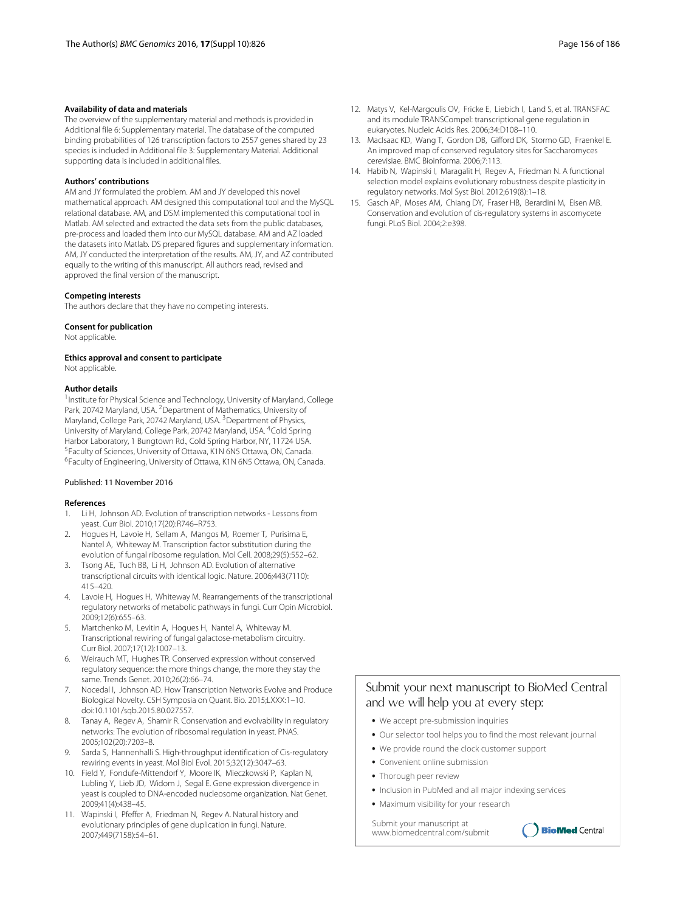#### Availability of data and materials

The overview of the supplementary material and methods is provided in Additional file 6: Supplementary material. The database of the computed binding probabilities of 126 transcription factors to 2557 genes shared by 23 species is included in Additional file 3: Supplementary Material. Additional supporting data is included in additional files.

#### Authors' contributions

AM and JY formulated the problem. AM and JY developed this novel mathematical approach. AM designed this computational tool and the MySQL relational database. AM, and DSM implemented this computational tool in Matlab. AM selected and extracted the data sets from the public databases, pre-process and loaded them into our MySQL database. AM and AZ loaded the datasets into Matlab. DS prepared figures and supplementary information. AM, JY conducted the interpretation of the results. AM, JY, and AZ contributed equally to the writing of this manuscript. All authors read, revised and approved the final version of the manuscript.

#### Competing interests

The authors declare that they have no competing interests.

#### Consent for publication

Not applicable.

#### Ethics approval and consent to participate

Not applicable.

#### Author details

[1]Institute for Physical Science and Technology, University of Maryland, College Park, 20742 Maryland, USA. [2]Department of Mathematics, University of Maryland, College Park, 20742 Maryland, USA. [3]Department of Physics, University of Maryland, College Park, 20742 Maryland, USA. [4]Cold Spring Harbor Laboratory, 1 Bungtown Rd., Cold Spring Harbor, NY, 11724 USA. [5]Faculty of Sciences, University of Ottawa, K1N 6N5 Ottawa, ON, Canada. [6]Faculty of Engineering, University of Ottawa, K1N 6N5 Ottawa, ON, Canada.

Published: 11 November 2016

#### References

1. Li H, Johnson AD. Evolution of transcription networks - Lessons from yeast. Curr Biol. 2010;17(20):R746–R753.
2. Hogues H, Lavoie H, Sellam A, Mangos M, Roemer T, Purisima E, Nantel A, Whiteway M. Transcription factor substitution during the evolution of fungal ribosome regulation. Mol Cell. 2008;29(5):552–62.
3. Tsong AE, Tuch BB, Li H, Johnson AD. Evolution of alternative transcriptional circuits with identical logic. Nature. 2006;443(7110): 415–420.
4. Lavoie H, Hogues H, Whiteway M. Rearrangements of the transcriptional regulatory networks of metabolic pathways in fungi. Curr Opin Microbiol. 2009;12(6):655–63.
5. Martchenko M, Levitin A, Hogues H, Nantel A, Whiteway M. Transcriptional rewiring of fungal galactose-metabolism circuitry. Curr Biol. 2007;17(12):1007–13.
6. Weirauch MT, Hughes TR. Conserved expression without conserved regulatory sequence: the more things change, the more they stay the same. Trends Genet. 2010;26(2):66–74.
7. Nocedal I, Johnson AD. How Transcription Networks Evolve and Produce Biological Novelty. CSH Symposia on Quant. Bio. 2015;LXXX:1–10. doi:10.1101/sqb.2015.80.027557.
8. Tanay A, Regev A, Shamir R. Conservation and evolvability in regulatory networks: The evolution of ribosomal regulation in yeast. PNAS. 2005;102(20):7203–8.
9. Sarda S, Hannenhalli S. High-throughput identification of Cis-regulatory rewiring events in yeast. Mol Biol Evol. 2015;32(12):3047–63.
10. Field Y, Fondufe-Mittendorf Y, Moore IK, Mieczkowski P, Kaplan N, Lubling Y, Lieb JD, Widom J, Segal E. Gene expression divergence in yeast is coupled to DNA-encoded nucleosome organization. Nat Genet. 2009;41(4):438–45.
11. Wapinski I, Pfeffer A, Friedman N, Regev A. Natural history and evolutionary principles of gene duplication in fungi. Nature. 2007;449(7158):54–61.
12. Matys V, Kel-Margoulis OV, Fricke E, Liebich I, Land S, et al. TRANSFAC and its module TRANSCompel: transcriptional gene regulation in eukaryotes. Nucleic Acids Res. 2006;34:D108–110.
13. MacIsaac KD, Wang T, Gordon DB, Gifford DK, Stormo GD, Fraenkel E. An improved map of conserved regulatory sites for Saccharomyces cerevisiae. BMC Bioinforma. 2006;7:113.
14. Habib N, Wapinski I, Maragalit H, Regev A, Friedman N. A functional selection model explains evolutionary robustness despite plasticity in regulatory networks. Mol Syst Biol. 2012;619(8):1–18.
15. Gasch AP, Moses AM, Chiang DY, Fraser HB, Berardini M, Eisen MB. Conservation and evolution of cis-regulatory systems in ascomycete fungi. PLoS Biol. 2004;2:e398.

Submit your next manuscript to BioMed Central and we will help you at every step:

- We accept pre-submission inquiries
- Our selector tool helps you to find the most relevant journal
- We provide round the clock customer support
- Convenient online submission
- Thorough peer review
- Inclusion in PubMed and all major indexing services
- Maximum visibility for your research

Submit your manuscript at www.biomedcentral.com/submit

BioMed Central